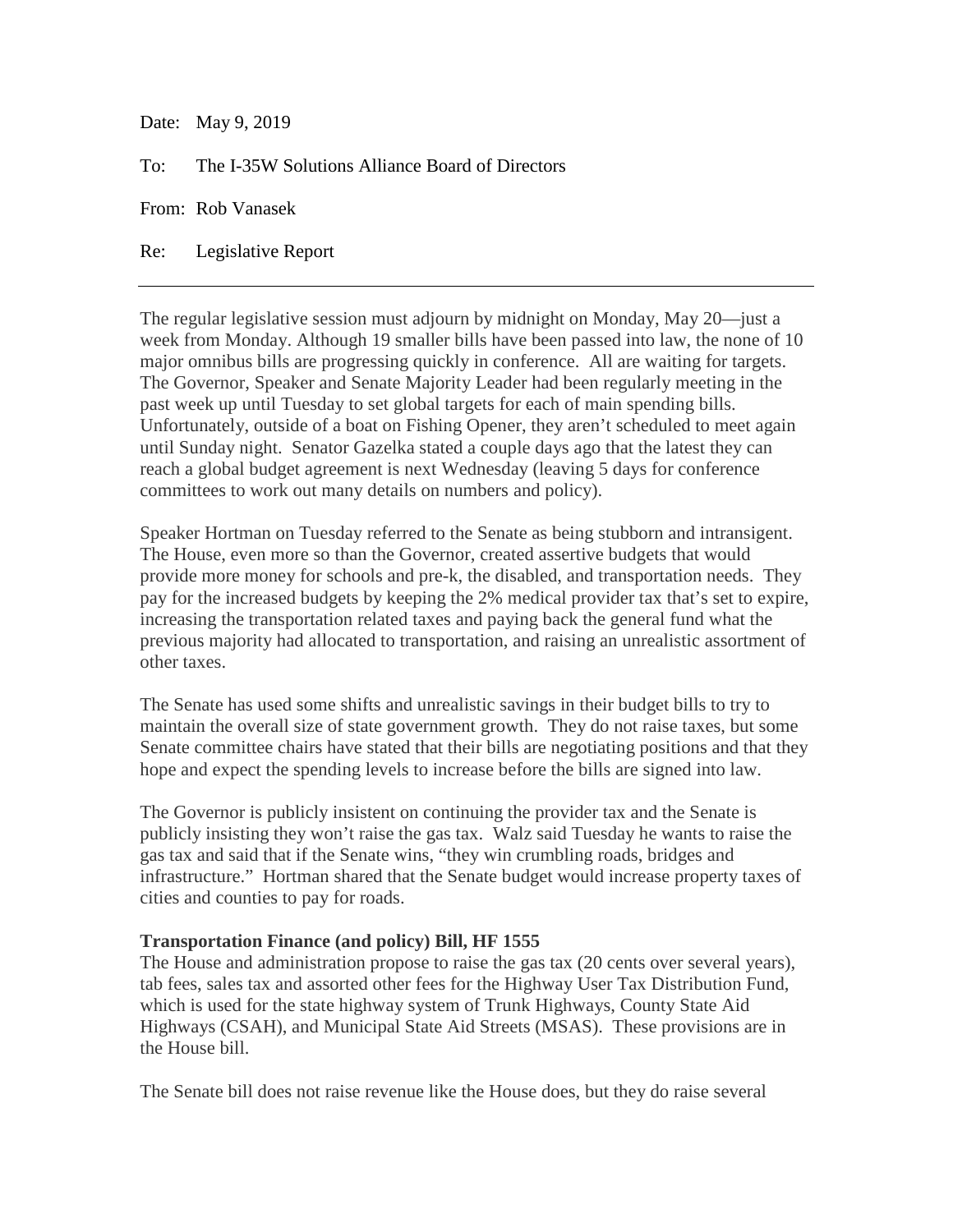Date: May 9, 2019

To: The I-35W Solutions Alliance Board of Directors

From: Rob Vanasek

Re: Legislative Report

---

The regular legislative session must adjourn by midnight on Monday, May 20—just a week from Monday. Although 19 smaller bills have been passed into law, the none of 10 major omnibus bills are progressing quickly in conference. All are waiting for targets. The Governor, Speaker and Senate Majority Leader had been regularly meeting in the past week up until Tuesday to set global targets for each of main spending bills. Unfortunately, outside of a boat on Fishing Opener, they aren't scheduled to meet again until Sunday night. Senator Gazelka stated a couple days ago that the latest they can reach a global budget agreement is next Wednesday (leaving 5 days for conference committees to work out many details on numbers and policy).

Speaker Hortman on Tuesday referred to the Senate as being stubborn and intransigent. The House, even more so than the Governor, created assertive budgets that would provide more money for schools and pre-k, the disabled, and transportation needs. They pay for the increased budgets by keeping the 2% medical provider tax that's set to expire, increasing the transportation related taxes and paying back the general fund what the previous majority had allocated to transportation, and raising an unrealistic assortment of other taxes.

The Senate has used some shifts and unrealistic savings in their budget bills to try to maintain the overall size of state government growth. They do not raise taxes, but some Senate committee chairs have stated that their bills are negotiating positions and that they hope and expect the spending levels to increase before the bills are signed into law.

The Governor is publicly insistent on continuing the provider tax and the Senate is publicly insisting they won't raise the gas tax. Walz said Tuesday he wants to raise the gas tax and said that if the Senate wins, "they win crumbling roads, bridges and infrastructure." Hortman shared that the Senate budget would increase property taxes of cities and counties to pay for roads.

**Transportation Finance (and policy) Bill, HF 1555**
The House and administration propose to raise the gas tax (20 cents over several years), tab fees, sales tax and assorted other fees for the Highway User Tax Distribution Fund, which is used for the state highway system of Trunk Highways, County State Aid Highways (CSAH), and Municipal State Aid Streets (MSAS). These provisions are in the House bill.

The Senate bill does not raise revenue like the House does, but they do raise several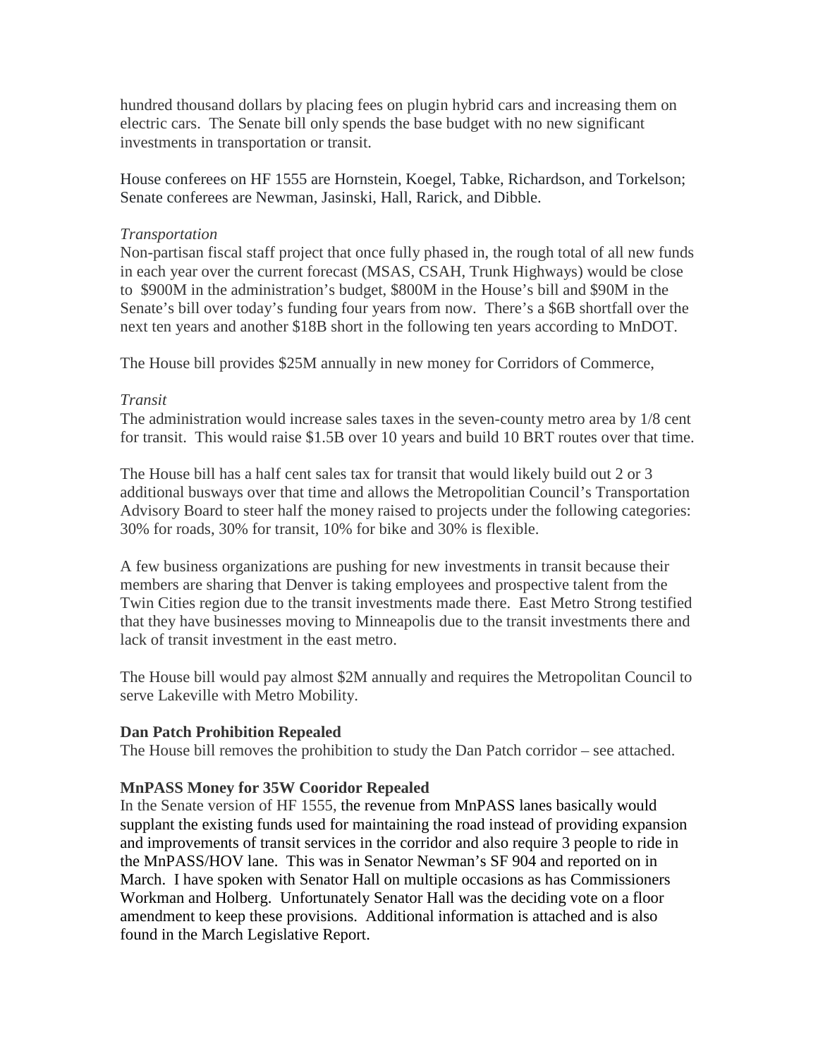hundred thousand dollars by placing fees on plugin hybrid cars and increasing them on electric cars. The Senate bill only spends the base budget with no new significant investments in transportation or transit.

House conferees on HF 1555 are Hornstein, Koegel, Tabke, Richardson, and Torkelson; Senate conferees are Newman, Jasinski, Hall, Rarick, and Dibble.

*Transportation*
Non-partisan fiscal staff project that once fully phased in, the rough total of all new funds in each year over the current forecast (MSAS, CSAH, Trunk Highways) would be close to $900M in the administration's budget, $800M in the House's bill and $90M in the Senate's bill over today's funding four years from now. There's a $6B shortfall over the next ten years and another $18B short in the following ten years according to MnDOT.

The House bill provides $25M annually in new money for Corridors of Commerce,

*Transit*
The administration would increase sales taxes in the seven-county metro area by 1/8 cent for transit. This would raise $1.5B over 10 years and build 10 BRT routes over that time.

The House bill has a half cent sales tax for transit that would likely build out 2 or 3 additional busways over that time and allows the Metropolitian Council's Transportation Advisory Board to steer half the money raised to projects under the following categories: 30% for roads, 30% for transit, 10% for bike and 30% is flexible.

A few business organizations are pushing for new investments in transit because their members are sharing that Denver is taking employees and prospective talent from the Twin Cities region due to the transit investments made there. East Metro Strong testified that they have businesses moving to Minneapolis due to the transit investments there and lack of transit investment in the east metro.

The House bill would pay almost $2M annually and requires the Metropolitan Council to serve Lakeville with Metro Mobility.

**Dan Patch Prohibition Repealed**
The House bill removes the prohibition to study the Dan Patch corridor – see attached.

**MnPASS Money for 35W Cooridor Repealed**
In the Senate version of HF 1555, the revenue from MnPASS lanes basically would supplant the existing funds used for maintaining the road instead of providing expansion and improvements of transit services in the corridor and also require 3 people to ride in the MnPASS/HOV lane. This was in Senator Newman's SF 904 and reported on in March. I have spoken with Senator Hall on multiple occasions as has Commissioners Workman and Holberg. Unfortunately Senator Hall was the deciding vote on a floor amendment to keep these provisions. Additional information is attached and is also found in the March Legislative Report.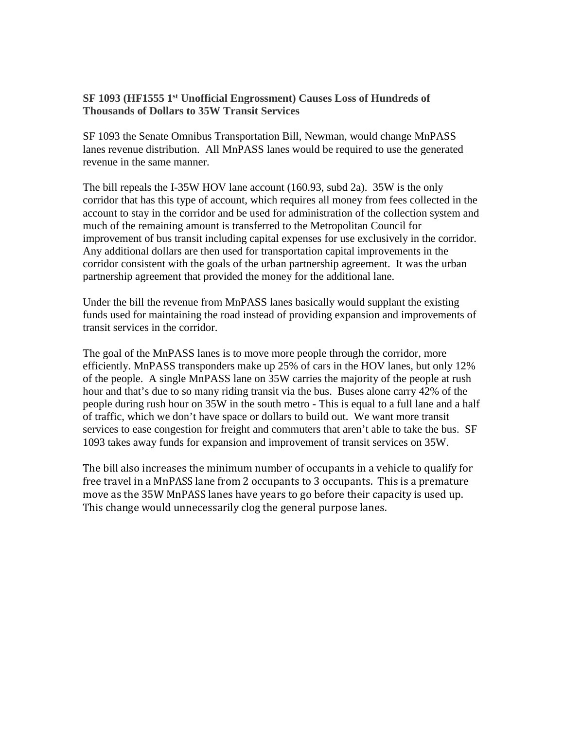**SF 1093 (HF1555 1st Unofficial Engrossment) Causes Loss of Hundreds of Thousands of Dollars to 35W Transit Services**

SF 1093 the Senate Omnibus Transportation Bill, Newman, would change MnPASS lanes revenue distribution. All MnPASS lanes would be required to use the generated revenue in the same manner.

The bill repeals the I-35W HOV lane account (160.93, subd 2a). 35W is the only corridor that has this type of account, which requires all money from fees collected in the account to stay in the corridor and be used for administration of the collection system and much of the remaining amount is transferred to the Metropolitan Council for improvement of bus transit including capital expenses for use exclusively in the corridor. Any additional dollars are then used for transportation capital improvements in the corridor consistent with the goals of the urban partnership agreement. It was the urban partnership agreement that provided the money for the additional lane.

Under the bill the revenue from MnPASS lanes basically would supplant the existing funds used for maintaining the road instead of providing expansion and improvements of transit services in the corridor.

The goal of the MnPASS lanes is to move more people through the corridor, more efficiently. MnPASS transponders make up 25% of cars in the HOV lanes, but only 12% of the people. A single MnPASS lane on 35W carries the majority of the people at rush hour and that's due to so many riding transit via the bus. Buses alone carry 42% of the people during rush hour on 35W in the south metro - This is equal to a full lane and a half of traffic, which we don't have space or dollars to build out. We want more transit services to ease congestion for freight and commuters that aren't able to take the bus. SF 1093 takes away funds for expansion and improvement of transit services on 35W.

The bill also increases the minimum number of occupants in a vehicle to qualify for free travel in a MnPASS lane from 2 occupants to 3 occupants. This is a premature move as the 35W MnPASS lanes have years to go before their capacity is used up. This change would unnecessarily clog the general purpose lanes.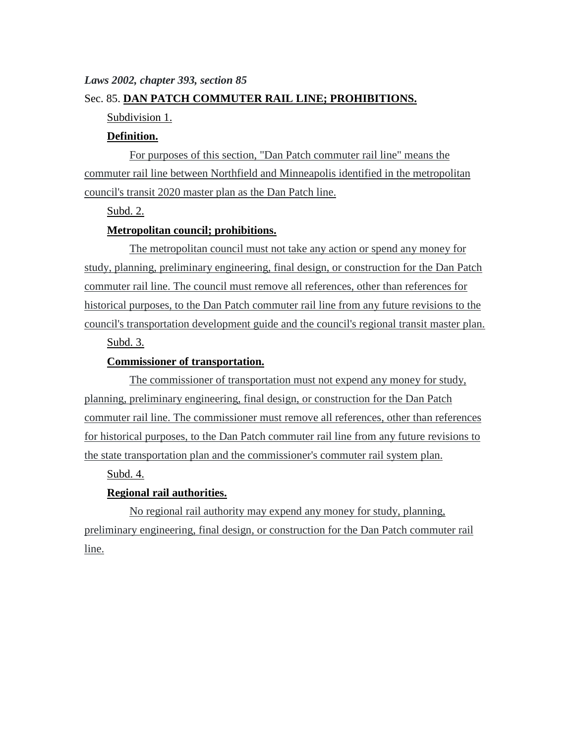*Laws 2002, chapter 393, section 85*

Sec. 85. **DAN PATCH COMMUTER RAIL LINE; PROHIBITIONS.**

Subdivision 1.

**Definition.**

For purposes of this section, "Dan Patch commuter rail line" means the commuter rail line between Northfield and Minneapolis identified in the metropolitan council's transit 2020 master plan as the Dan Patch line.

Subd. 2.

**Metropolitan council; prohibitions.**

The metropolitan council must not take any action or spend any money for study, planning, preliminary engineering, final design, or construction for the Dan Patch commuter rail line. The council must remove all references, other than references for historical purposes, to the Dan Patch commuter rail line from any future revisions to the council's transportation development guide and the council's regional transit master plan.

Subd. 3.

**Commissioner of transportation.**

The commissioner of transportation must not expend any money for study, planning, preliminary engineering, final design, or construction for the Dan Patch commuter rail line. The commissioner must remove all references, other than references for historical purposes, to the Dan Patch commuter rail line from any future revisions to the state transportation plan and the commissioner's commuter rail system plan.

Subd. 4.

**Regional rail authorities.**

No regional rail authority may expend any money for study, planning, preliminary engineering, final design, or construction for the Dan Patch commuter rail line.